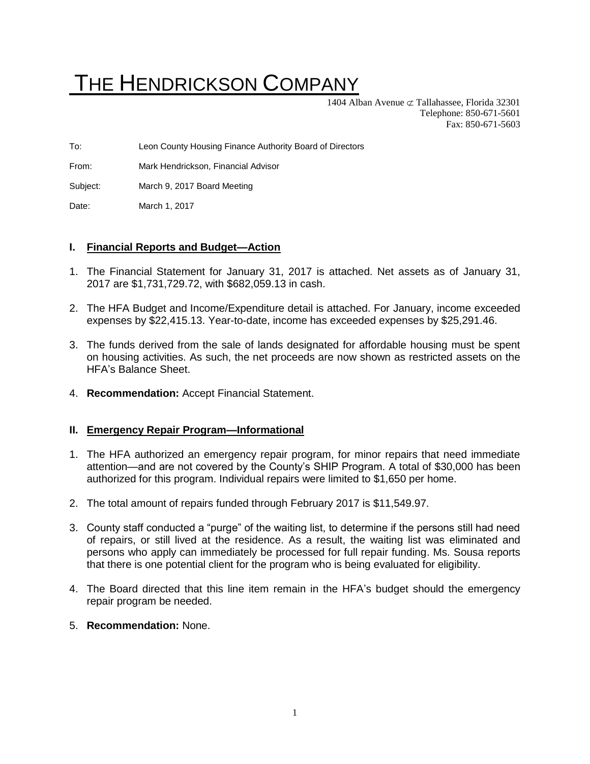# THE HENDRICKSON COMPANY

1404 Alban Avenue ⊄ Tallahassee, Florida 32301
Telephone: 850-671-5601
Fax: 850-671-5603

To: Leon County Housing Finance Authority Board of Directors

From: Mark Hendrickson, Financial Advisor

Subject: March 9, 2017 Board Meeting

Date: March 1, 2017

## I. Financial Reports and Budget—Action

1. The Financial Statement for January 31, 2017 is attached. Net assets as of January 31, 2017 are $1,731,729.72, with $682,059.13 in cash.
2. The HFA Budget and Income/Expenditure detail is attached. For January, income exceeded expenses by $22,415.13. Year-to-date, income has exceeded expenses by $25,291.46.
3. The funds derived from the sale of lands designated for affordable housing must be spent on housing activities. As such, the net proceeds are now shown as restricted assets on the HFA's Balance Sheet.
4. **Recommendation:** Accept Financial Statement.

## II. Emergency Repair Program—Informational

1. The HFA authorized an emergency repair program, for minor repairs that need immediate attention—and are not covered by the County's SHIP Program. A total of $30,000 has been authorized for this program. Individual repairs were limited to $1,650 per home.
2. The total amount of repairs funded through February 2017 is $11,549.97.
3. County staff conducted a "purge" of the waiting list, to determine if the persons still had need of repairs, or still lived at the residence. As a result, the waiting list was eliminated and persons who apply can immediately be processed for full repair funding. Ms. Sousa reports that there is one potential client for the program who is being evaluated for eligibility.
4. The Board directed that this line item remain in the HFA's budget should the emergency repair program be needed.
5. **Recommendation:** None.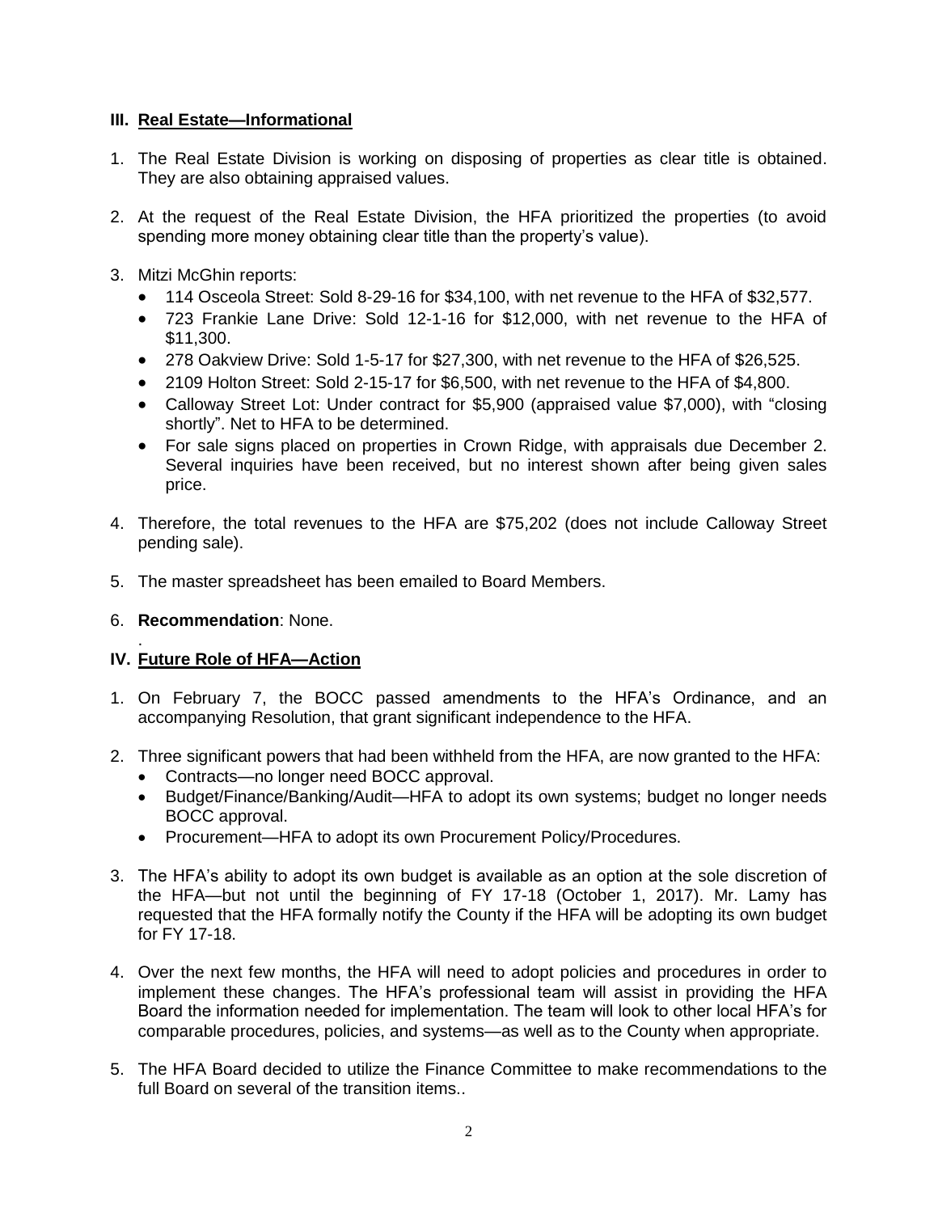### III. Real Estate—Informational

1. The Real Estate Division is working on disposing of properties as clear title is obtained. They are also obtaining appraised values.

2. At the request of the Real Estate Division, the HFA prioritized the properties (to avoid spending more money obtaining clear title than the property's value).

3. Mitzi McGhin reports:
   - 114 Osceola Street: Sold 8-29-16 for $34,100, with net revenue to the HFA of $32,577.
   - 723 Frankie Lane Drive: Sold 12-1-16 for $12,000, with net revenue to the HFA of $11,300.
   - 278 Oakview Drive: Sold 1-5-17 for $27,300, with net revenue to the HFA of $26,525.
   - 2109 Holton Street: Sold 2-15-17 for $6,500, with net revenue to the HFA of $4,800.
   - Calloway Street Lot: Under contract for $5,900 (appraised value $7,000), with "closing shortly". Net to HFA to be determined.
   - For sale signs placed on properties in Crown Ridge, with appraisals due December 2. Several inquiries have been received, but no interest shown after being given sales price.

4. Therefore, the total revenues to the HFA are $75,202 (does not include Calloway Street pending sale).

5. The master spreadsheet has been emailed to Board Members.

6. **Recommendation**: None.

.

### IV. Future Role of HFA—Action

1. On February 7, the BOCC passed amendments to the HFA's Ordinance, and an accompanying Resolution, that grant significant independence to the HFA.

2. Three significant powers that had been withheld from the HFA, are now granted to the HFA:
   - Contracts—no longer need BOCC approval.
   - Budget/Finance/Banking/Audit—HFA to adopt its own systems; budget no longer needs BOCC approval.
   - Procurement—HFA to adopt its own Procurement Policy/Procedures.

3. The HFA's ability to adopt its own budget is available as an option at the sole discretion of the HFA—but not until the beginning of FY 17-18 (October 1, 2017). Mr. Lamy has requested that the HFA formally notify the County if the HFA will be adopting its own budget for FY 17-18.

4. Over the next few months, the HFA will need to adopt policies and procedures in order to implement these changes. The HFA's professional team will assist in providing the HFA Board the information needed for implementation. The team will look to other local HFA's for comparable procedures, policies, and systems—as well as to the County when appropriate.

5. The HFA Board decided to utilize the Finance Committee to make recommendations to the full Board on several of the transition items..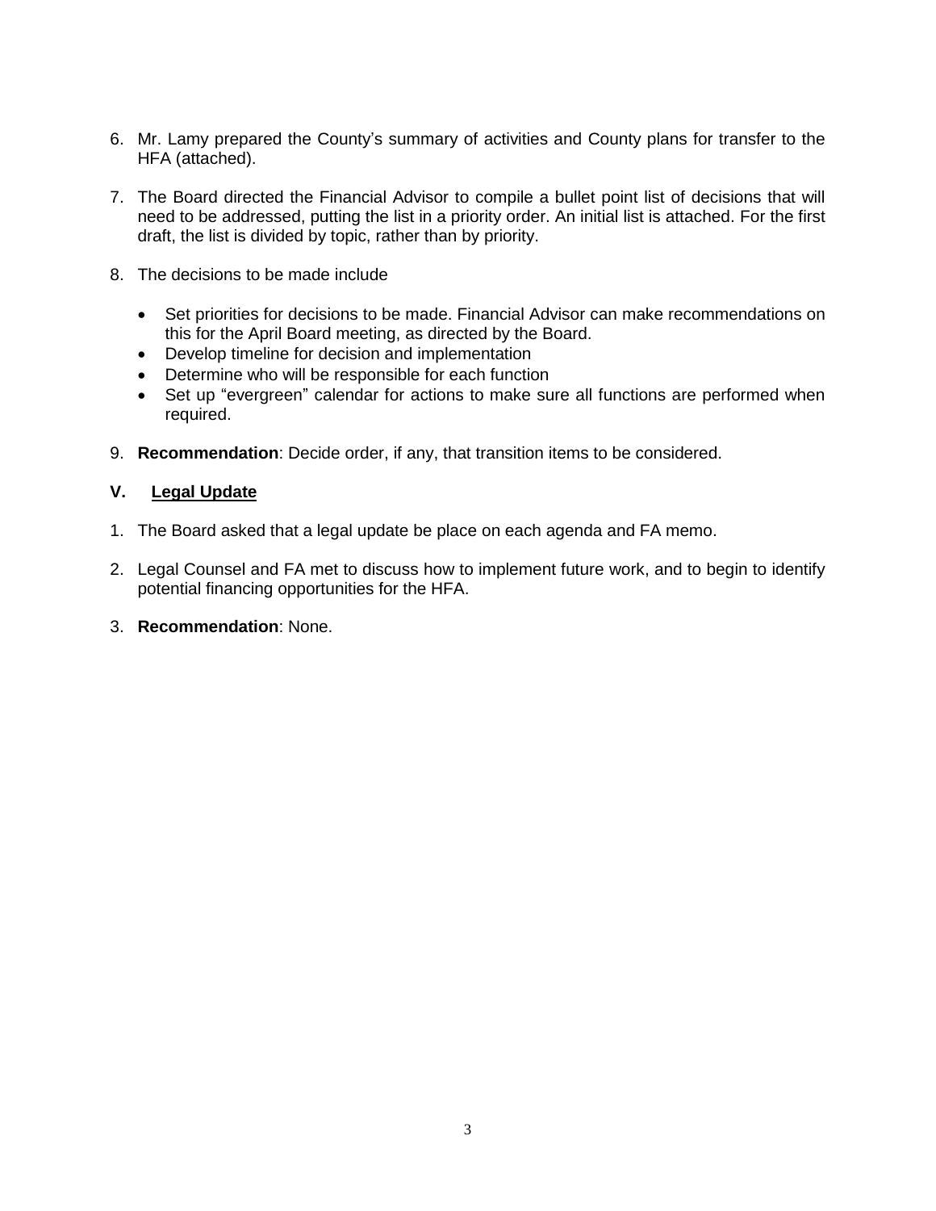6. Mr. Lamy prepared the County's summary of activities and County plans for transfer to the HFA (attached).

7. The Board directed the Financial Advisor to compile a bullet point list of decisions that will need to be addressed, putting the list in a priority order. An initial list is attached. For the first draft, the list is divided by topic, rather than by priority.

8. The decisions to be made include

   - Set priorities for decisions to be made. Financial Advisor can make recommendations on this for the April Board meeting, as directed by the Board.
   - Develop timeline for decision and implementation
   - Determine who will be responsible for each function
   - Set up "evergreen" calendar for actions to make sure all functions are performed when required.

9. **Recommendation**: Decide order, if any, that transition items to be considered.

## V. Legal Update

1. The Board asked that a legal update be place on each agenda and FA memo.

2. Legal Counsel and FA met to discuss how to implement future work, and to begin to identify potential financing opportunities for the HFA.

3. **Recommendation**: None.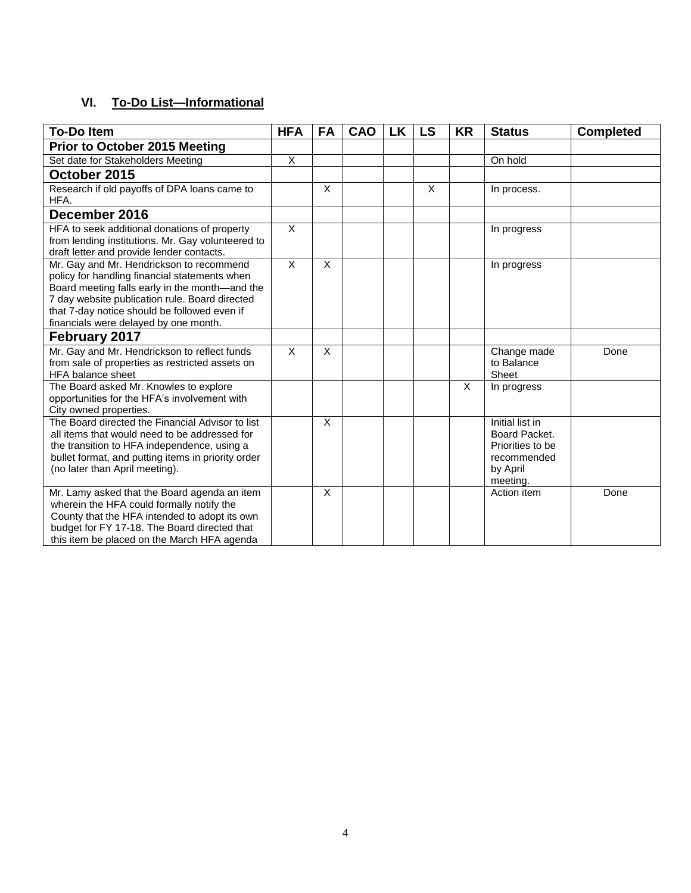## VI. To-Do List—Informational

| To-Do Item | HFA | FA | CAO | LK | LS | KR | Status | Completed |
|---|---|---|---|---|---|---|---|---|
| **Prior to October 2015 Meeting** | | | | | | | | |
| Set date for Stakeholders Meeting | X | | | | | | On hold | |
| **October 2015** | | | | | | | | |
| Research if old payoffs of DPA loans came to HFA. | | X | | | X | | In process. | |
| **December 2016** | | | | | | | | |
| HFA to seek additional donations of property from lending institutions. Mr. Gay volunteered to draft letter and provide lender contacts. | X | | | | | | In progress | |
| Mr. Gay and Mr. Hendrickson to recommend policy for handling financial statements when Board meeting falls early in the month—and the 7 day website publication rule. Board directed that 7-day notice should be followed even if financials were delayed by one month. | X | X | | | | | In progress | |
| **February 2017** | | | | | | | | |
| Mr. Gay and Mr. Hendrickson to reflect funds from sale of properties as restricted assets on HFA balance sheet | X | X | | | | | Change made to Balance Sheet | Done |
| The Board asked Mr. Knowles to explore opportunities for the HFA's involvement with City owned properties. | | | | | | X | In progress | |
| The Board directed the Financial Advisor to list all items that would need to be addressed for the transition to HFA independence, using a bullet format, and putting items in priority order (no later than April meeting). | | X | | | | | Initial list in Board Packet. Priorities to be recommended by April meeting. | |
| Mr. Lamy asked that the Board agenda an item wherein the HFA could formally notify the County that the HFA intended to adopt its own budget for FY 17-18. The Board directed that this item be placed on the March HFA agenda | | X | | | | | Action item | Done |